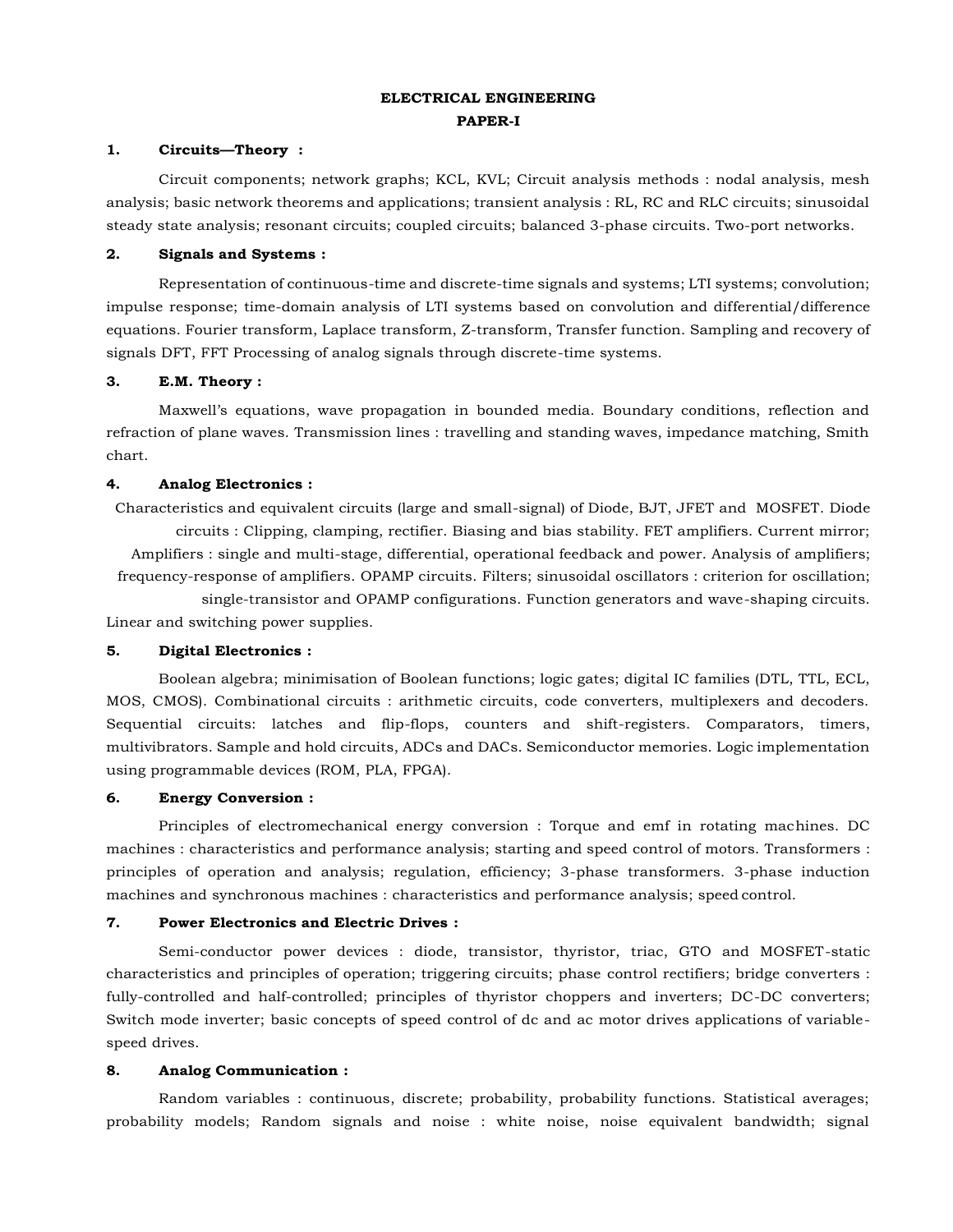# ELECTRICAL ENGINEERING

## PAPER-I

### 1. Circuits—Theory :

Circuit components; network graphs; KCL, KVL; Circuit analysis methods : nodal analysis, mesh analysis; basic network theorems and applications; transient analysis : RL, RC and RLC circuits; sinusoidal steady state analysis; resonant circuits; coupled circuits; balanced 3-phase circuits. Two-port networks.

### 2. Signals and Systems :

Representation of continuous-time and discrete-time signals and systems; LTI systems; convolution; impulse response; time-domain analysis of LTI systems based on convolution and differential/difference equations. Fourier transform, Laplace transform, Z-transform, Transfer function. Sampling and recovery of signals DFT, FFT Processing of analog signals through discrete-time systems.

### 3. E.M. Theory :

Maxwell's equations, wave propagation in bounded media. Boundary conditions, reflection and refraction of plane waves. Transmission lines : travelling and standing waves, impedance matching, Smith chart.

### 4. Analog Electronics :

Characteristics and equivalent circuits (large and small-signal) of Diode, BJT, JFET and MOSFET. Diode circuits : Clipping, clamping, rectifier. Biasing and bias stability. FET amplifiers. Current mirror; Amplifiers : single and multi-stage, differential, operational feedback and power. Analysis of amplifiers; frequency-response of amplifiers. OPAMP circuits. Filters; sinusoidal oscillators : criterion for oscillation; single-transistor and OPAMP configurations. Function generators and wave-shaping circuits. Linear and switching power supplies.

### 5. Digital Electronics :

Boolean algebra; minimisation of Boolean functions; logic gates; digital IC families (DTL, TTL, ECL, MOS, CMOS). Combinational circuits : arithmetic circuits, code converters, multiplexers and decoders. Sequential circuits: latches and flip-flops, counters and shift-registers. Comparators, timers, multivibrators. Sample and hold circuits, ADCs and DACs. Semiconductor memories. Logic implementation using programmable devices (ROM, PLA, FPGA).

### 6. Energy Conversion :

Principles of electromechanical energy conversion : Torque and emf in rotating machines. DC machines : characteristics and performance analysis; starting and speed control of motors. Transformers : principles of operation and analysis; regulation, efficiency; 3-phase transformers. 3-phase induction machines and synchronous machines : characteristics and performance analysis; speed control.

### 7. Power Electronics and Electric Drives :

Semi-conductor power devices : diode, transistor, thyristor, triac, GTO and MOSFET-static characteristics and principles of operation; triggering circuits; phase control rectifiers; bridge converters : fully-controlled and half-controlled; principles of thyristor choppers and inverters; DC-DC converters; Switch mode inverter; basic concepts of speed control of dc and ac motor drives applications of variable-speed drives.

### 8. Analog Communication :

Random variables : continuous, discrete; probability, probability functions. Statistical averages; probability models; Random signals and noise : white noise, noise equivalent bandwidth; signal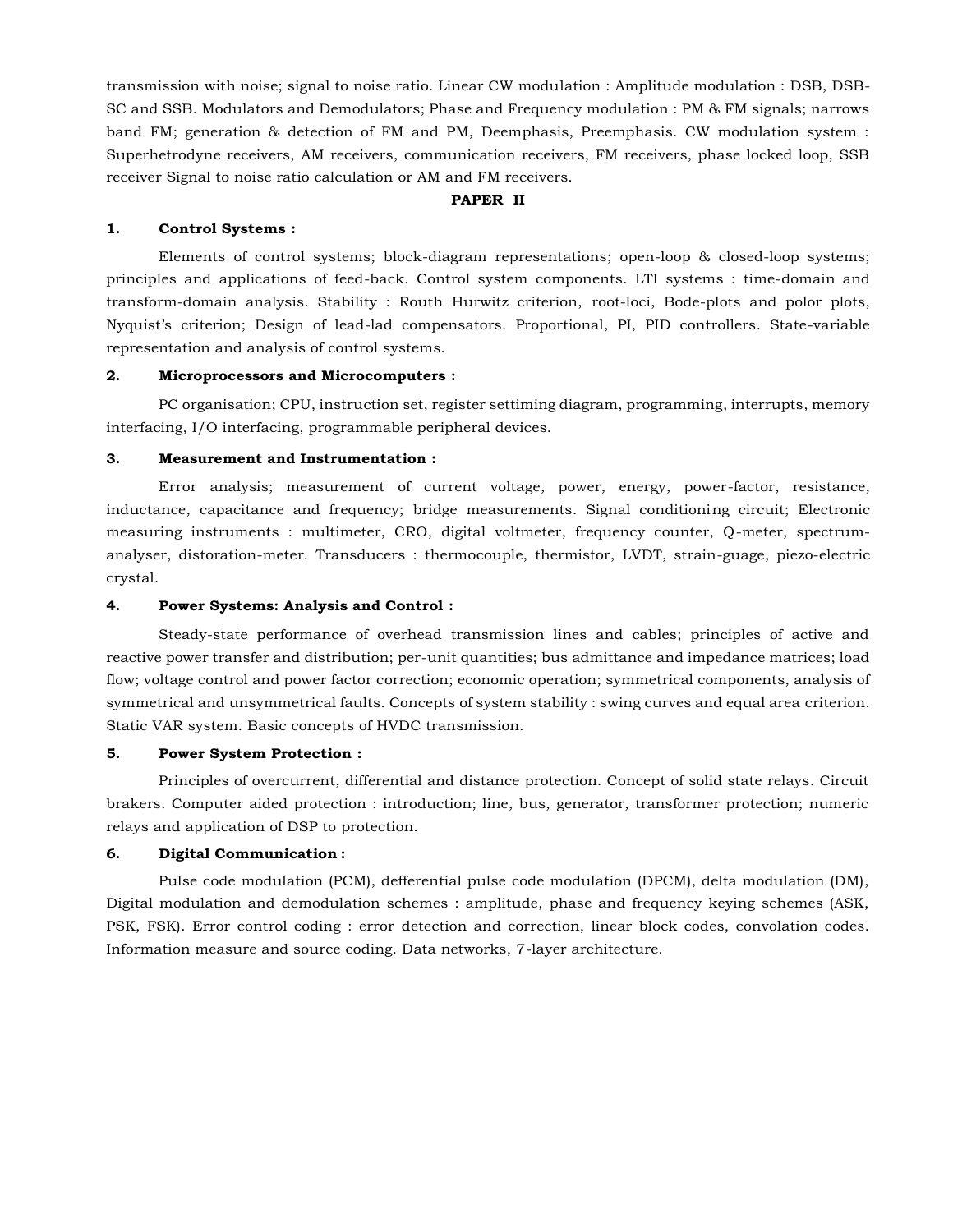transmission with noise; signal to noise ratio. Linear CW modulation : Amplitude modulation : DSB, DSB-SC and SSB. Modulators and Demodulators; Phase and Frequency modulation : PM & FM signals; narrows band FM; generation & detection of FM and PM, Deemphasis, Preemphasis. CW modulation system : Superhetrodyne receivers, AM receivers, communication receivers, FM receivers, phase locked loop, SSB receiver Signal to noise ratio calculation or AM and FM receivers.

## PAPER II

### 1. Control Systems :

Elements of control systems; block-diagram representations; open-loop & closed-loop systems; principles and applications of feed-back. Control system components. LTI systems : time-domain and transform-domain analysis. Stability : Routh Hurwitz criterion, root-loci, Bode-plots and polor plots, Nyquist's criterion; Design of lead-lad compensators. Proportional, PI, PID controllers. State-variable representation and analysis of control systems.

### 2. Microprocessors and Microcomputers :

PC organisation; CPU, instruction set, register settiming diagram, programming, interrupts, memory interfacing, I/O interfacing, programmable peripheral devices.

### 3. Measurement and Instrumentation :

Error analysis; measurement of current voltage, power, energy, power-factor, resistance, inductance, capacitance and frequency; bridge measurements. Signal conditioning circuit; Electronic measuring instruments : multimeter, CRO, digital voltmeter, frequency counter, Q-meter, spectrum-analyser, distoration-meter. Transducers : thermocouple, thermistor, LVDT, strain-guage, piezo-electric crystal.

### 4. Power Systems: Analysis and Control :

Steady-state performance of overhead transmission lines and cables; principles of active and reactive power transfer and distribution; per-unit quantities; bus admittance and impedance matrices; load flow; voltage control and power factor correction; economic operation; symmetrical components, analysis of symmetrical and unsymmetrical faults. Concepts of system stability : swing curves and equal area criterion. Static VAR system. Basic concepts of HVDC transmission.

### 5. Power System Protection :

Principles of overcurrent, differential and distance protection. Concept of solid state relays. Circuit brakers. Computer aided protection : introduction; line, bus, generator, transformer protection; numeric relays and application of DSP to protection.

### 6. Digital Communication :

Pulse code modulation (PCM), defferential pulse code modulation (DPCM), delta modulation (DM), Digital modulation and demodulation schemes : amplitude, phase and frequency keying schemes (ASK, PSK, FSK). Error control coding : error detection and correction, linear block codes, convolation codes. Information measure and source coding. Data networks, 7-layer architecture.